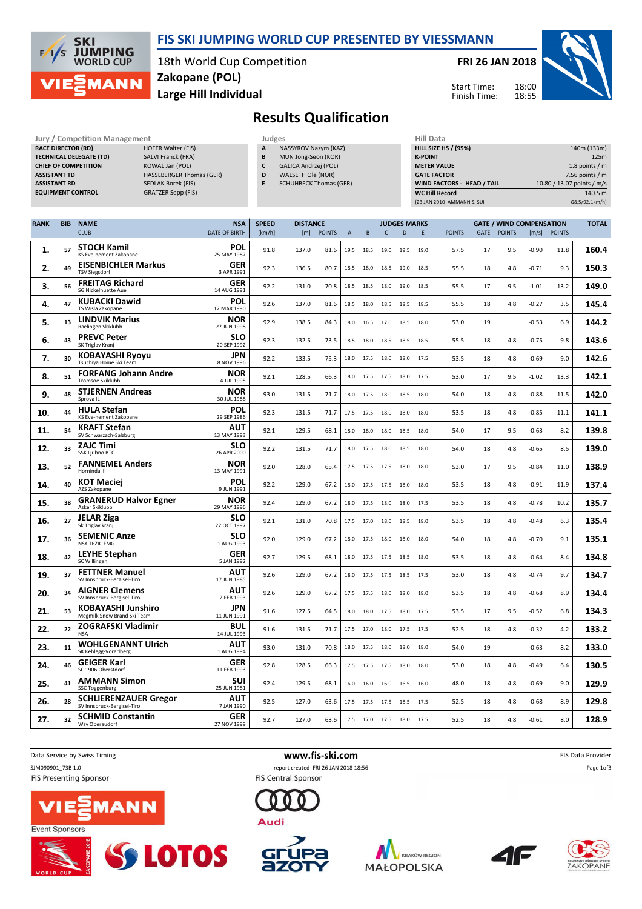# FIS SKI JUMPING WORLD CUP PRESENTED BY VIESSMANN

18th World Cup Competition
Zakopane (POL)
Large Hill Individual

**FRI 26 JAN 2018**

Start Time: 18:00
Finish Time: 18:55

## Results Qualification

| Jury / Competition Management | |
|---|---|
| RACE DIRECTOR (RD) | HOFER Walter (FIS) |
| TECHNICAL DELEGATE (TD) | SALVI Franck (FRA) |
| CHIEF OF COMPETITION | KOWAL Jan (POL) |
| ASSISTANT TD | HASSLBERGER Thomas (GER) |
| ASSISTANT RD | SEDLAK Borek (FIS) |
| EQUIPMENT CONTROL | GRATZER Sepp (FIS) |

| Judges | |
|---|---|
| A | NASSYROV Nazym (KAZ) |
| B | MUN Jong-Seon (KOR) |
| C | GALICA Andrzej (POL) |
| D | WALSETH Ole (NOR) |
| E | SCHUHBECK Thomas (GER) |

| Hill Data | |
|---|---|
| HILL SIZE HS / (95%) | 140m (133m) |
| K-POINT | 125m |
| METER VALUE | 1.8 points / m |
| GATE FACTOR | 7.56 points / m |
| WIND FACTORS - HEAD / TAIL | 10.80 / 13.07 points / m/s |
| WC Hill Record | 140.5 m |
| (23 JAN 2010 AMMANN S. SUI | G8.5/92.1km/h) |

| RANK | BIB | NAME / CLUB | NSA / DATE OF BIRTH | SPEED [km/h] | DISTANCE [m] | DISTANCE POINTS | A | B | C | D | E | JUDGES POINTS | GATE | GATE POINTS | WIND [m/s] | WIND POINTS | TOTAL |
|---|---|---|---|---|---|---|---|---|---|---|---|---|---|---|---|---|---|
| 1. | 57 | **STOCH Kamil** KS Eve-nement Zakopane | POL 25 MAY 1987 | 91.8 | 137.0 | 81.6 | 19.5 | 18.5 | 19.0 | 19.5 | 19.0 | 57.5 | 17 | 9.5 | -0.90 | 11.8 | 160.4 |
| 2. | 49 | **EISENBICHLER Markus** TSV Siegsdorf | GER 3 APR 1991 | 92.3 | 136.5 | 80.7 | 18.5 | 18.0 | 18.5 | 19.0 | 18.5 | 55.5 | 18 | 4.8 | -0.71 | 9.3 | 150.3 |
| 3. | 56 | **FREITAG Richard** SG Nickelhuette Aue | GER 14 AUG 1991 | 92.2 | 131.0 | 70.8 | 18.5 | 18.5 | 18.0 | 19.0 | 18.5 | 55.5 | 17 | 9.5 | -1.01 | 13.2 | 149.0 |
| 4. | 47 | **KUBACKI Dawid** TS Wisla Zakopane | POL 12 MAR 1990 | 92.6 | 137.0 | 81.6 | 18.5 | 18.0 | 18.5 | 18.5 | 18.5 | 55.5 | 18 | 4.8 | -0.27 | 3.5 | 145.4 |
| 5. | 13 | **LINDVIK Marius** Raelingen Skiklubb | NOR 27 JUN 1998 | 92.9 | 138.5 | 84.3 | 18.0 | 16.5 | 17.0 | 18.5 | 18.0 | 53.0 | 19 | | -0.53 | 6.9 | 144.2 |
| 6. | 43 | **PREVC Peter** SK Triglav Kranj | SLO 20 SEP 1992 | 92.3 | 132.5 | 73.5 | 18.5 | 18.0 | 18.5 | 18.5 | 18.5 | 55.5 | 18 | 4.8 | -0.75 | 9.8 | 143.6 |
| 7. | 30 | **KOBAYASHI Ryoyu** Tsuchiya Home Ski Team | JPN 8 NOV 1996 | 92.2 | 133.5 | 75.3 | 18.0 | 17.5 | 18.0 | 18.0 | 17.5 | 53.5 | 18 | 4.8 | -0.69 | 9.0 | 142.6 |
| 8. | 51 | **FORFANG Johann Andre** Tromsoe Skiklubb | NOR 4 JUL 1995 | 92.1 | 128.5 | 66.3 | 18.0 | 17.5 | 17.5 | 18.0 | 17.5 | 53.0 | 17 | 9.5 | -1.02 | 13.3 | 142.1 |
| 9. | 48 | **STJERNEN Andreas** Sprova IL | NOR 30 JUL 1988 | 93.0 | 131.5 | 71.7 | 18.0 | 17.5 | 18.0 | 18.5 | 18.0 | 54.0 | 18 | 4.8 | -0.88 | 11.5 | 142.0 |
| 10. | 44 | **HULA Stefan** KS Eve-nement Zakopane | POL 29 SEP 1986 | 92.3 | 131.5 | 71.7 | 17.5 | 17.5 | 18.0 | 18.0 | 18.0 | 53.5 | 18 | 4.8 | -0.85 | 11.1 | 141.1 |
| 11. | 54 | **KRAFT Stefan** SV Schwarzach-Salzburg | AUT 13 MAY 1993 | 92.1 | 129.5 | 68.1 | 18.0 | 18.0 | 18.0 | 18.5 | 18.0 | 54.0 | 17 | 9.5 | -0.63 | 8.2 | 139.8 |
| 12. | 33 | **ZAJC Timi** SSK Ljubno BTC | SLO 26 APR 2000 | 92.2 | 131.5 | 71.7 | 18.0 | 17.5 | 18.0 | 18.5 | 18.0 | 54.0 | 18 | 4.8 | -0.65 | 8.5 | 139.0 |
| 13. | 52 | **FANNEMEL Anders** Hornindal Il | NOR 13 MAY 1991 | 92.0 | 128.0 | 65.4 | 17.5 | 17.5 | 17.5 | 18.0 | 18.0 | 53.0 | 17 | 9.5 | -0.84 | 11.0 | 138.9 |
| 14. | 40 | **KOT Maciej** AZS Zakopane | POL 9 JUN 1991 | 92.2 | 129.0 | 67.2 | 18.0 | 17.5 | 17.5 | 18.0 | 18.0 | 53.5 | 18 | 4.8 | -0.91 | 11.9 | 137.4 |
| 15. | 38 | **GRANERUD Halvor Egner** Asker Skiklubb | NOR 29 MAY 1996 | 92.4 | 129.0 | 67.2 | 18.0 | 17.5 | 18.0 | 18.0 | 17.5 | 53.5 | 18 | 4.8 | -0.78 | 10.2 | 135.7 |
| 16. | 27 | **JELAR Ziga** Sk Triglav kranj | SLO 22 OCT 1997 | 92.1 | 131.0 | 70.8 | 17.5 | 17.0 | 18.0 | 18.5 | 18.0 | 53.5 | 18 | 4.8 | -0.48 | 6.3 | 135.4 |
| 17. | 36 | **SEMENIC Anze** NSK TRZIC FMG | SLO 1 AUG 1993 | 92.0 | 129.0 | 67.2 | 18.0 | 17.5 | 18.0 | 18.0 | 18.0 | 54.0 | 18 | 4.8 | -0.70 | 9.1 | 135.1 |
| 18. | 42 | **LEYHE Stephan** SC Willingen | GER 5 JAN 1992 | 92.7 | 129.5 | 68.1 | 18.0 | 17.5 | 17.5 | 18.5 | 18.0 | 53.5 | 18 | 4.8 | -0.64 | 8.4 | 134.8 |
| 19. | 37 | **FETTNER Manuel** SV Innsbruck-Bergisel-Tirol | AUT 17 JUN 1985 | 92.6 | 129.0 | 67.2 | 18.0 | 17.5 | 17.5 | 18.5 | 17.5 | 53.0 | 18 | 4.8 | -0.74 | 9.7 | 134.7 |
| 20. | 34 | **AIGNER Clemens** SV Innsbruck-Bergisel-Tirol | AUT 2 FEB 1993 | 92.6 | 129.0 | 67.2 | 17.5 | 17.5 | 18.0 | 18.0 | 18.0 | 53.5 | 18 | 4.8 | -0.68 | 8.9 | 134.4 |
| 21. | 53 | **KOBAYASHI Junshiro** Megmilk Snow Brand Ski Team | JPN 11 JUN 1991 | 91.6 | 127.5 | 64.5 | 18.0 | 18.0 | 17.5 | 18.0 | 17.5 | 53.5 | 17 | 9.5 | -0.52 | 6.8 | 134.3 |
| 22. | 22 | **ZOGRAFSKI Vladimir** NSA | BUL 14 JUL 1993 | 91.6 | 131.5 | 71.7 | 17.5 | 17.0 | 18.0 | 17.5 | 17.5 | 52.5 | 18 | 4.8 | -0.32 | 4.2 | 133.2 |
| 23. | 11 | **WOHLGENANNT Ulrich** SK Kehlegg-Vorarlberg | AUT 1 AUG 1994 | 93.0 | 131.0 | 70.8 | 18.0 | 17.5 | 18.0 | 18.0 | 18.0 | 54.0 | 19 | | -0.63 | 8.2 | 133.0 |
| 24. | 46 | **GEIGER Karl** SC 1906 Oberstdorf | GER 11 FEB 1993 | 92.8 | 128.5 | 66.3 | 17.5 | 17.5 | 17.5 | 18.0 | 18.0 | 53.0 | 18 | 4.8 | -0.49 | 6.4 | 130.5 |
| 25. | 41 | **AMMANN Simon** SSC Toggenburg | SUI 25 JUN 1981 | 92.4 | 129.5 | 68.1 | 16.0 | 16.0 | 16.0 | 16.5 | 16.0 | 48.0 | 18 | 4.8 | -0.69 | 9.0 | 129.9 |
| 26. | 28 | **SCHLIERENZAUER Gregor** SV Innsbruck-Bergisel-Tirol | AUT 7 JAN 1990 | 92.5 | 127.0 | 63.6 | 17.5 | 17.5 | 17.5 | 18.5 | 17.5 | 52.5 | 18 | 4.8 | -0.68 | 8.9 | 129.8 |
| 27. | 32 | **SCHMID Constantin** Wsv Oberaudorf | GER 27 NOV 1999 | 92.7 | 127.0 | 63.6 | 17.5 | 17.0 | 17.5 | 18.0 | 17.5 | 52.5 | 18 | 4.8 | -0.61 | 8.0 | 128.9 |

Data Service by Swiss Timing — www.fis-ski.com — FIS Data Provider

SJM090901_73B 1.0 — report created FRI 26 JAN 2018 18:56

FIS Presenting Sponsor: VIESSMANN — FIS Central Sponsor: Audi

Event Sponsors: LOTOS, Grupa Azoty, Małopolska Kraków Region, 4F, COS Zakopane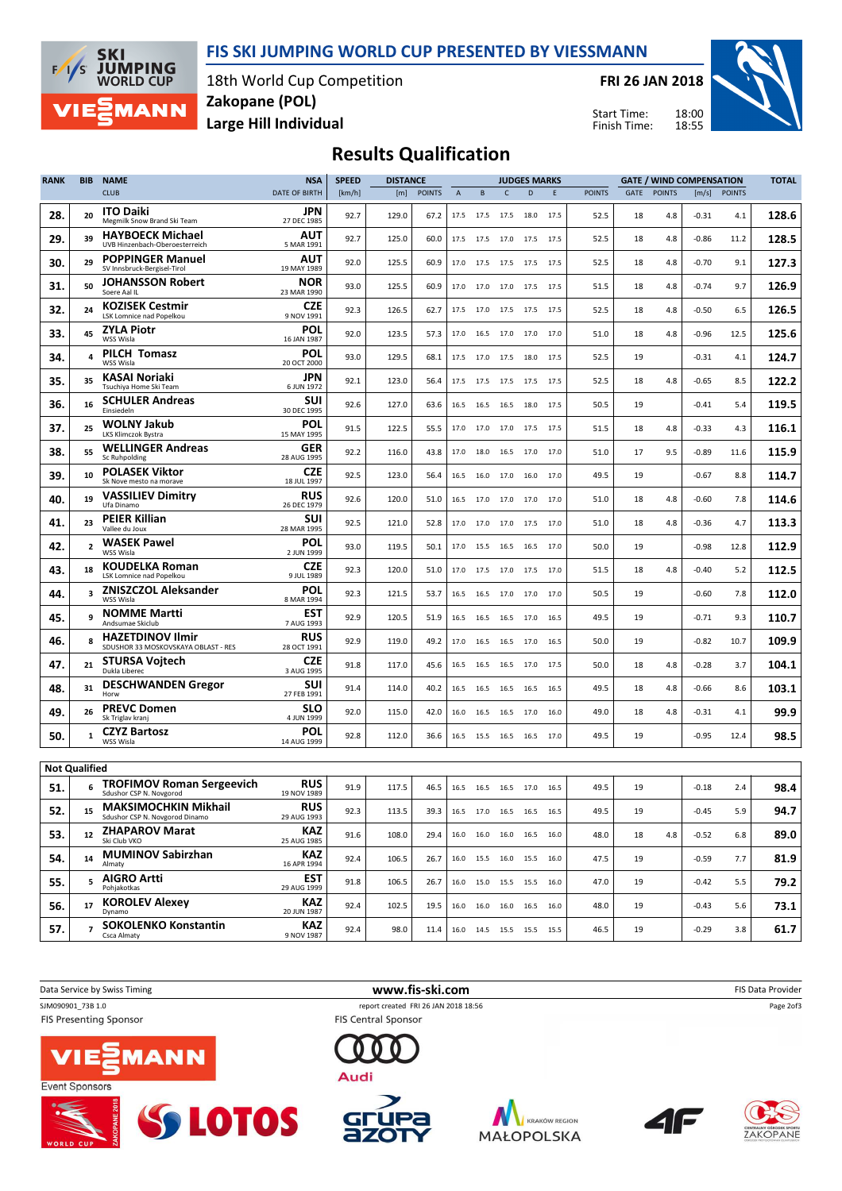# FIS SKI JUMPING WORLD CUP PRESENTED BY VIESSMANN

18th World Cup Competition
**Zakopane (POL)**
**Large Hill Individual**

**FRI 26 JAN 2018**

Start Time: 18:00
Finish Time: 18:55

## Results Qualification

| RANK | BIB | NAME / CLUB | NSA / DATE OF BIRTH | SPEED [km/h] | DISTANCE [m] | DISTANCE POINTS | A | B | C | D | E | JUDGES POINTS | GATE | GATE POINTS | WIND [m/s] | WIND POINTS | TOTAL |
|---|---|---|---|---|---|---|---|---|---|---|---|---|---|---|---|---|---|
| 28. | 20 | **ITO Daiki** Megmilk Snow Brand Ski Team | JPN 27 DEC 1985 | 92.7 | 129.0 | 67.2 | 17.5 | 17.5 | 17.5 | 18.0 | 17.5 | 52.5 | 18 | 4.8 | -0.31 | 4.1 | 128.6 |
| 29. | 39 | **HAYBOECK Michael** UVB Hinzenbach-Oberoesterreich | AUT 5 MAR 1991 | 92.7 | 125.0 | 60.0 | 17.5 | 17.5 | 17.0 | 17.5 | 17.5 | 52.5 | 18 | 4.8 | -0.86 | 11.2 | 128.5 |
| 30. | 29 | **POPPINGER Manuel** SV Innsbruck-Bergisel-Tirol | AUT 19 MAY 1989 | 92.0 | 125.5 | 60.9 | 17.0 | 17.5 | 17.5 | 17.5 | 17.5 | 52.5 | 18 | 4.8 | -0.70 | 9.1 | 127.3 |
| 31. | 50 | **JOHANSSON Robert** Soere Aal IL | NOR 23 MAR 1990 | 93.0 | 125.5 | 60.9 | 17.0 | 17.0 | 17.0 | 17.5 | 17.5 | 51.5 | 18 | 4.8 | -0.74 | 9.7 | 126.9 |
| 32. | 24 | **KOZISEK Cestmir** LSK Lomnice nad Popelkou | CZE 9 NOV 1991 | 92.3 | 126.5 | 62.7 | 17.5 | 17.0 | 17.5 | 17.5 | 17.5 | 52.5 | 18 | 4.8 | -0.50 | 6.5 | 126.5 |
| 33. | 45 | **ZYLA Piotr** WSS Wisla | POL 16 JAN 1987 | 92.0 | 123.5 | 57.3 | 17.0 | 16.5 | 17.0 | 17.0 | 17.0 | 51.0 | 18 | 4.8 | -0.96 | 12.5 | 125.6 |
| 34. | 4 | **PILCH Tomasz** WSS Wisla | POL 20 OCT 2000 | 93.0 | 129.5 | 68.1 | 17.5 | 17.0 | 17.5 | 18.0 | 17.5 | 52.5 | 19 | | -0.31 | 4.1 | 124.7 |
| 35. | 35 | **KASAI Noriaki** Tsuchiya Home Ski Team | JPN 6 JUN 1972 | 92.1 | 123.0 | 56.4 | 17.5 | 17.5 | 17.5 | 17.5 | 17.5 | 52.5 | 18 | 4.8 | -0.65 | 8.5 | 122.2 |
| 36. | 16 | **SCHULER Andreas** Einsiedeln | SUI 30 DEC 1995 | 92.6 | 127.0 | 63.6 | 16.5 | 16.5 | 16.5 | 18.0 | 17.5 | 50.5 | 19 | | -0.41 | 5.4 | 119.5 |
| 37. | 25 | **WOLNY Jakub** LKS Klimczok Bystra | POL 15 MAY 1995 | 91.5 | 122.5 | 55.5 | 17.0 | 17.0 | 17.0 | 17.5 | 17.5 | 51.5 | 18 | 4.8 | -0.33 | 4.3 | 116.1 |
| 38. | 55 | **WELLINGER Andreas** Sc Ruhpolding | GER 28 AUG 1995 | 92.2 | 116.0 | 43.8 | 17.0 | 18.0 | 16.5 | 17.0 | 17.0 | 51.0 | 17 | 9.5 | -0.89 | 11.6 | 115.9 |
| 39. | 10 | **POLASEK Viktor** Sk Nove mesto na morave | CZE 18 JUL 1997 | 92.5 | 123.0 | 56.4 | 16.5 | 16.0 | 17.0 | 16.0 | 17.0 | 49.5 | 19 | | -0.67 | 8.8 | 114.7 |
| 40. | 19 | **VASSILIEV Dimitry** Ufa Dinamo | RUS 26 DEC 1979 | 92.6 | 120.0 | 51.0 | 16.5 | 17.0 | 17.0 | 17.0 | 17.0 | 51.0 | 18 | 4.8 | -0.60 | 7.8 | 114.6 |
| 41. | 23 | **PEIER Killian** Vallee du Joux | SUI 28 MAR 1995 | 92.5 | 121.0 | 52.8 | 17.0 | 17.0 | 17.0 | 17.5 | 17.0 | 51.0 | 18 | 4.8 | -0.36 | 4.7 | 113.3 |
| 42. | 2 | **WASEK Pawel** WSS Wisla | POL 2 JUN 1999 | 93.0 | 119.5 | 50.1 | 17.0 | 15.5 | 16.5 | 16.5 | 17.0 | 50.0 | 19 | | -0.98 | 12.8 | 112.9 |
| 43. | 18 | **KOUDELKA Roman** LSK Lomnice nad Popelkou | CZE 9 JUL 1989 | 92.3 | 120.0 | 51.0 | 17.0 | 17.5 | 17.0 | 17.5 | 17.0 | 51.5 | 18 | 4.8 | -0.40 | 5.2 | 112.5 |
| 44. | 3 | **ZNISZCZOL Aleksander** WSS Wisla | POL 8 MAR 1994 | 92.3 | 121.5 | 53.7 | 16.5 | 16.5 | 17.0 | 17.0 | 17.0 | 50.5 | 19 | | -0.60 | 7.8 | 112.0 |
| 45. | 9 | **NOMME Martti** Andsumae Skiclub | EST 7 AUG 1993 | 92.9 | 120.5 | 51.9 | 16.5 | 16.5 | 16.5 | 17.0 | 16.5 | 49.5 | 19 | | -0.71 | 9.3 | 110.7 |
| 46. | 8 | **HAZETDINOV Ilmir** SDUSHOR 33 MOSKOVSKAYA OBLAST - RES | RUS 28 OCT 1991 | 92.9 | 119.0 | 49.2 | 17.0 | 16.5 | 16.5 | 17.0 | 16.5 | 50.0 | 19 | | -0.82 | 10.7 | 109.9 |
| 47. | 21 | **STURSA Vojtech** Dukla Liberec | CZE 3 AUG 1995 | 91.8 | 117.0 | 45.6 | 16.5 | 16.5 | 16.5 | 17.0 | 17.5 | 50.0 | 18 | 4.8 | -0.28 | 3.7 | 104.1 |
| 48. | 31 | **DESCHWANDEN Gregor** Horw | SUI 27 FEB 1991 | 91.4 | 114.0 | 40.2 | 16.5 | 16.5 | 16.5 | 16.5 | 16.5 | 49.5 | 18 | 4.8 | -0.66 | 8.6 | 103.1 |
| 49. | 26 | **PREVC Domen** Sk Triglav kranj | SLO 4 JUN 1999 | 92.0 | 115.0 | 42.0 | 16.0 | 16.5 | 16.5 | 17.0 | 16.0 | 49.0 | 18 | 4.8 | -0.31 | 4.1 | 99.9 |
| 50. | 1 | **CZYZ Bartosz** WSS Wisla | POL 14 AUG 1999 | 92.8 | 112.0 | 36.6 | 16.5 | 15.5 | 16.5 | 16.5 | 17.0 | 49.5 | 19 | | -0.95 | 12.4 | 98.5 |

**Not Qualified**

| RANK | BIB | NAME / CLUB | NSA / DATE OF BIRTH | SPEED [km/h] | DISTANCE [m] | DISTANCE POINTS | A | B | C | D | E | JUDGES POINTS | GATE | GATE POINTS | WIND [m/s] | WIND POINTS | TOTAL |
|---|---|---|---|---|---|---|---|---|---|---|---|---|---|---|---|---|---|
| 51. | 6 | **TROFIMOV Roman Sergeevich** Sdushor CSP N. Novgorod | RUS 19 NOV 1989 | 91.9 | 117.5 | 46.5 | 16.5 | 16.5 | 16.5 | 17.0 | 16.5 | 49.5 | 19 | | -0.18 | 2.4 | 98.4 |
| 52. | 15 | **MAKSIMOCHKIN Mikhail** Sdushor CSP N. Novgorod Dinamo | RUS 29 AUG 1993 | 92.3 | 113.5 | 39.3 | 16.5 | 17.0 | 16.5 | 16.5 | 16.5 | 49.5 | 19 | | -0.45 | 5.9 | 94.7 |
| 53. | 12 | **ZHAPAROV Marat** Ski Club VKO | KAZ 25 AUG 1985 | 91.6 | 108.0 | 29.4 | 16.0 | 16.0 | 16.0 | 16.5 | 16.0 | 48.0 | 18 | 4.8 | -0.52 | 6.8 | 89.0 |
| 54. | 14 | **MUMINOV Sabirzhan** Almaty | KAZ 16 APR 1994 | 92.4 | 106.5 | 26.7 | 16.0 | 15.5 | 16.0 | 15.5 | 16.0 | 47.5 | 19 | | -0.59 | 7.7 | 81.9 |
| 55. | 5 | **AIGRO Artti** Pohjakotkas | EST 29 AUG 1999 | 91.8 | 106.5 | 26.7 | 16.0 | 15.0 | 15.5 | 15.5 | 16.0 | 47.0 | 19 | | -0.42 | 5.5 | 79.2 |
| 56. | 17 | **KOROLEV Alexey** Dynamo | KAZ 20 JUN 1987 | 92.4 | 102.5 | 19.5 | 16.0 | 16.0 | 16.0 | 16.5 | 16.0 | 48.0 | 19 | | -0.43 | 5.6 | 73.1 |
| 57. | 7 | **SOKOLENKO Konstantin** Csca Almaty | KAZ 9 NOV 1987 | 92.4 | 98.0 | 11.4 | 16.0 | 14.5 | 15.5 | 15.5 | 15.5 | 46.5 | 19 | | -0.29 | 3.8 | 61.7 |

Data Service by Swiss Timing — www.fis-ski.com — FIS Data Provider

SJM090901_73B 1.0 — report created FRI 26 JAN 2018 18:56

FIS Presenting Sponsor: VIESSMANN — FIS Central Sponsor: Audi

Event Sponsors: LOTOS, Grupa Azoty, Kraków Region Małopolska, 4F, COS Zakopane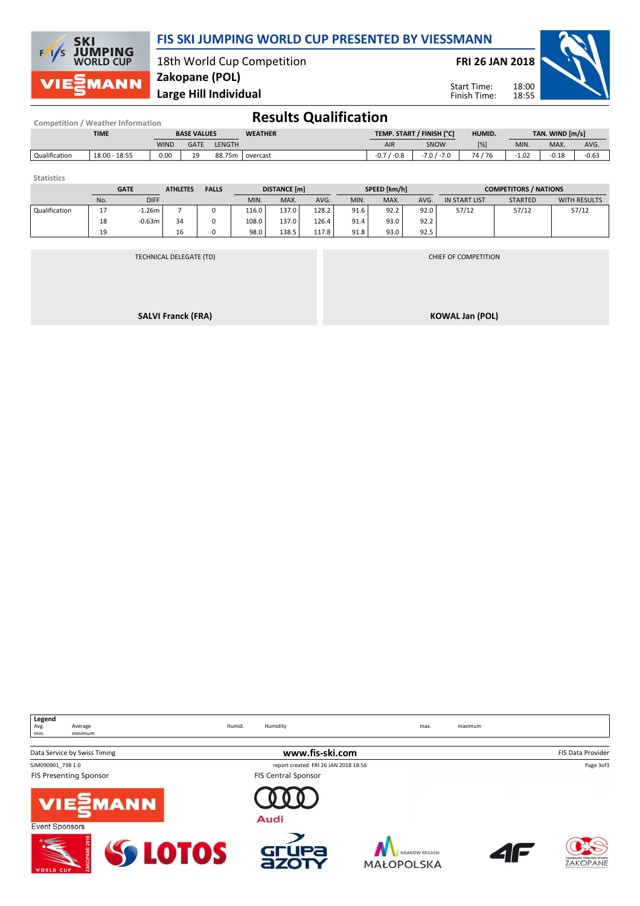# FIS SKI JUMPING WORLD CUP PRESENTED BY VIESSMANN

18th World Cup Competition
**FRI 26 JAN 2018**

**Zakopane (POL)**

**Large Hill Individual**

Start Time: 18:00
Finish Time: 18:55

## Results Qualification

Competition / Weather Information

| | TIME | BASE VALUES | | | WEATHER | TEMP. START / FINISH [°C] | | HUMID. | TAN. WIND [m/s] | | |
|---|---|---|---|---|---|---|---|---|---|---|---|
| | | WIND | GATE | LENGTH | | AIR | SNOW | [%] | MIN. | MAX. | AVG. |
| Qualification | 18:00 - 18:55 | 0.00 | 19 | 88.75m | overcast | -0.7 / -0.8 | -7.0 / -7.0 | 74 / 76 | -1.02 | -0.18 | -0.63 |

Statistics

| | GATE | | ATHLETES | FALLS | DISTANCE [m] | | | SPEED [km/h] | | | COMPETITORS / NATIONS | | |
|---|---|---|---|---|---|---|---|---|---|---|---|---|---|
| | No. | DIFF | | | MIN. | MAX. | AVG. | MIN. | MAX. | AVG. | IN START LIST | STARTED | WITH RESULTS |
| Qualification | 17 | -1.26m | 7 | 0 | 116.0 | 137.0 | 128.2 | 91.6 | 92.2 | 92.0 | 57/12 | 57/12 | 57/12 |
| | 18 | -0.63m | 34 | 0 | 108.0 | 137.0 | 126.4 | 91.4 | 93.0 | 92.2 | | | |
| | 19 | | 16 | 0 | 98.0 | 138.5 | 117.8 | 91.8 | 93.0 | 92.5 | | | |

TECHNICAL DELEGATE (TD)

**SALVI Franck (FRA)**

CHIEF OF COMPETITION

**KOWAL Jan (POL)**

**Legend**
Avg. Average
min. minimum
Humid. Humidity
max. maximum

Data Service by Swiss Timing
www.fis-ski.com
FIS Data Provider
SJM090901_73B 1.0
report created FRI 26 JAN 2018 18:56

FIS Presenting Sponsor
FIS Central Sponsor
Event Sponsors